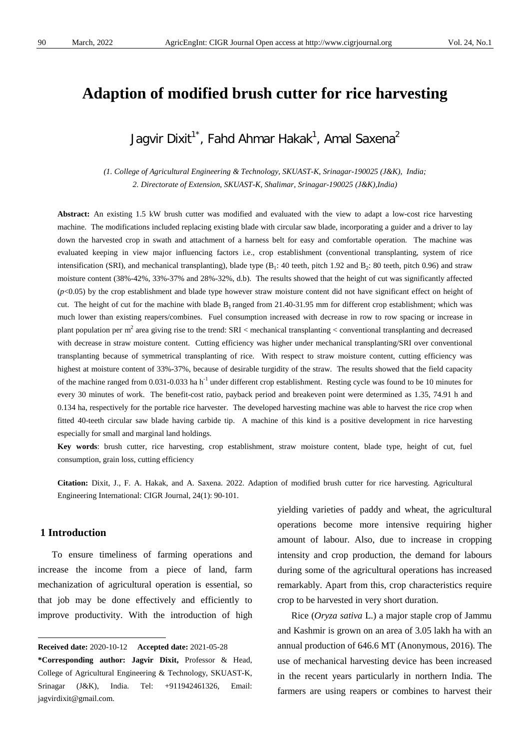# Adaption of modified brush cutter for rice harvesting

Jagvir Dixit[1*], Fahd Ahmar Hakak[1], Amal Saxena[2]

*(1. College of Agricultural Engineering & Technology, SKUAST-K, Srinagar-190025 (J&K), India;*
*2. Directorate of Extension, SKUAST-K, Shalimar, Srinagar-190025 (J&K),India)*

**Abstract:** An existing 1.5 kW brush cutter was modified and evaluated with the view to adapt a low-cost rice harvesting machine. The modifications included replacing existing blade with circular saw blade, incorporating a guider and a driver to lay down the harvested crop in swath and attachment of a harness belt for easy and comfortable operation. The machine was evaluated keeping in view major influencing factors i.e., crop establishment (conventional transplanting, system of rice intensification (SRI), and mechanical transplanting), blade type ($B_1$: 40 teeth, pitch 1.92 and $B_2$: 80 teeth, pitch 0.96) and straw moisture content (38%-42%, 33%-37% and 28%-32%, d.b). The results showed that the height of cut was significantly affected ($p$<0.05) by the crop establishment and blade type however straw moisture content did not have significant effect on height of cut. The height of cut for the machine with blade $B_1$ ranged from 21.40-31.95 mm for different crop establishment; which was much lower than existing reapers/combines. Fuel consumption increased with decrease in row to row spacing or increase in plant population per $m^2$ area giving rise to the trend: SRI < mechanical transplanting < conventional transplanting and decreased with decrease in straw moisture content. Cutting efficiency was higher under mechanical transplanting/SRI over conventional transplanting because of symmetrical transplanting of rice. With respect to straw moisture content, cutting efficiency was highest at moisture content of 33%-37%, because of desirable turgidity of the straw. The results showed that the field capacity of the machine ranged from 0.031-0.033 ha $h^{-1}$ under different crop establishment. Resting cycle was found to be 10 minutes for every 30 minutes of work. The benefit-cost ratio, payback period and breakeven point were determined as 1.35, 74.91 h and 0.134 ha, respectively for the portable rice harvester. The developed harvesting machine was able to harvest the rice crop when fitted 40-teeth circular saw blade having carbide tip. A machine of this kind is a positive development in rice harvesting especially for small and marginal land holdings.

**Key words**: brush cutter, rice harvesting, crop establishment, straw moisture content, blade type, height of cut, fuel consumption, grain loss, cutting efficiency

**Citation:** Dixit, J., F. A. Hakak, and A. Saxena. 2022. Adaption of modified brush cutter for rice harvesting. Agricultural Engineering International: CIGR Journal, 24(1): 90-101.

## 1 Introduction

To ensure timeliness of farming operations and increase the income from a piece of land, farm mechanization of agricultural operation is essential, so that job may be done effectively and efficiently to improve productivity. With the introduction of high yielding varieties of paddy and wheat, the agricultural operations become more intensive requiring higher amount of labour. Also, due to increase in cropping intensity and crop production, the demand for labours during some of the agricultural operations has increased remarkably. Apart from this, crop characteristics require crop to be harvested in very short duration.

Rice (*Oryza sativa* L.) a major staple crop of Jammu and Kashmir is grown on an area of 3.05 lakh ha with an annual production of 646.6 MT (Anonymous, 2016). The use of mechanical harvesting device has been increased in the recent years particularly in northern India. The farmers are using reapers or combines to harvest their

---

**Received date:** 2020-10-12 **Accepted date:** 2021-05-28

**\*Corresponding author: Jagvir Dixit,** Professor & Head, College of Agricultural Engineering & Technology, SKUAST-K, Srinagar (J&K), India. Tel: +911942461326, Email: jagvirdixit@gmail.com.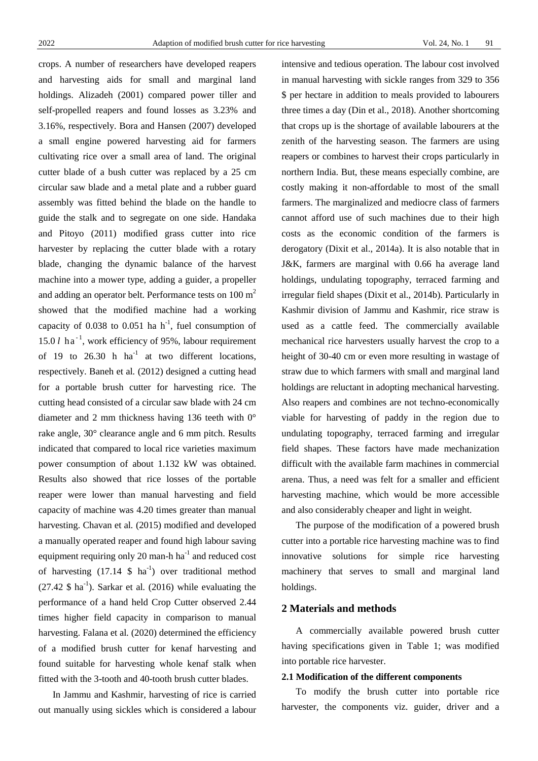crops. A number of researchers have developed reapers and harvesting aids for small and marginal land holdings. Alizadeh (2001) compared power tiller and self-propelled reapers and found losses as 3.23% and 3.16%, respectively. Bora and Hansen (2007) developed a small engine powered harvesting aid for farmers cultivating rice over a small area of land. The original cutter blade of a bush cutter was replaced by a 25 cm circular saw blade and a metal plate and a rubber guard assembly was fitted behind the blade on the handle to guide the stalk and to segregate on one side. Handaka and Pitoyo (2011) modified grass cutter into rice harvester by replacing the cutter blade with a rotary blade, changing the dynamic balance of the harvest machine into a mower type, adding a guider, a propeller and adding an operator belt. Performance tests on 100 $m^2$ showed that the modified machine had a working capacity of 0.038 to 0.051 ha $h^{-1}$, fuel consumption of 15.0 $l$ $ha^{-1}$, work efficiency of 95%, labour requirement of 19 to 26.30 h $ha^{-1}$ at two different locations, respectively. Baneh et al. (2012) designed a cutting head for a portable brush cutter for harvesting rice. The cutting head consisted of a circular saw blade with 24 cm diameter and 2 mm thickness having 136 teeth with 0° rake angle, 30° clearance angle and 6 mm pitch. Results indicated that compared to local rice varieties maximum power consumption of about 1.132 kW was obtained. Results also showed that rice losses of the portable reaper were lower than manual harvesting and field capacity of machine was 4.20 times greater than manual harvesting. Chavan et al. (2015) modified and developed a manually operated reaper and found high labour saving equipment requiring only 20 man-h $ha^{-1}$ and reduced cost of harvesting (17.14 \$ $ha^{-1}$) over traditional method (27.42 \$ $ha^{-1}$). Sarkar et al. (2016) while evaluating the performance of a hand held Crop Cutter observed 2.44 times higher field capacity in comparison to manual harvesting. Falana et al. (2020) determined the efficiency of a modified brush cutter for kenaf harvesting and found suitable for harvesting whole kenaf stalk when fitted with the 3-tooth and 40-tooth brush cutter blades.

In Jammu and Kashmir, harvesting of rice is carried out manually using sickles which is considered a labour intensive and tedious operation. The labour cost involved in manual harvesting with sickle ranges from 329 to 356 \$ per hectare in addition to meals provided to labourers three times a day (Din et al., 2018). Another shortcoming that crops up is the shortage of available labourers at the zenith of the harvesting season. The farmers are using reapers or combines to harvest their crops particularly in northern India. But, these means especially combine, are costly making it non-affordable to most of the small farmers. The marginalized and mediocre class of farmers cannot afford use of such machines due to their high costs as the economic condition of the farmers is derogatory (Dixit et al., 2014a). It is also notable that in J&K, farmers are marginal with 0.66 ha average land holdings, undulating topography, terraced farming and irregular field shapes (Dixit et al., 2014b). Particularly in Kashmir division of Jammu and Kashmir, rice straw is used as a cattle feed. The commercially available mechanical rice harvesters usually harvest the crop to a height of 30-40 cm or even more resulting in wastage of straw due to which farmers with small and marginal land holdings are reluctant in adopting mechanical harvesting. Also reapers and combines are not techno-economically viable for harvesting of paddy in the region due to undulating topography, terraced farming and irregular field shapes. These factors have made mechanization difficult with the available farm machines in commercial arena. Thus, a need was felt for a smaller and efficient harvesting machine, which would be more accessible and also considerably cheaper and light in weight.

The purpose of the modification of a powered brush cutter into a portable rice harvesting machine was to find innovative solutions for simple rice harvesting machinery that serves to small and marginal land holdings.

## 2 Materials and methods

A commercially available powered brush cutter having specifications given in Table 1; was modified into portable rice harvester.

### 2.1 Modification of the different components

To modify the brush cutter into portable rice harvester, the components viz. guider, driver and a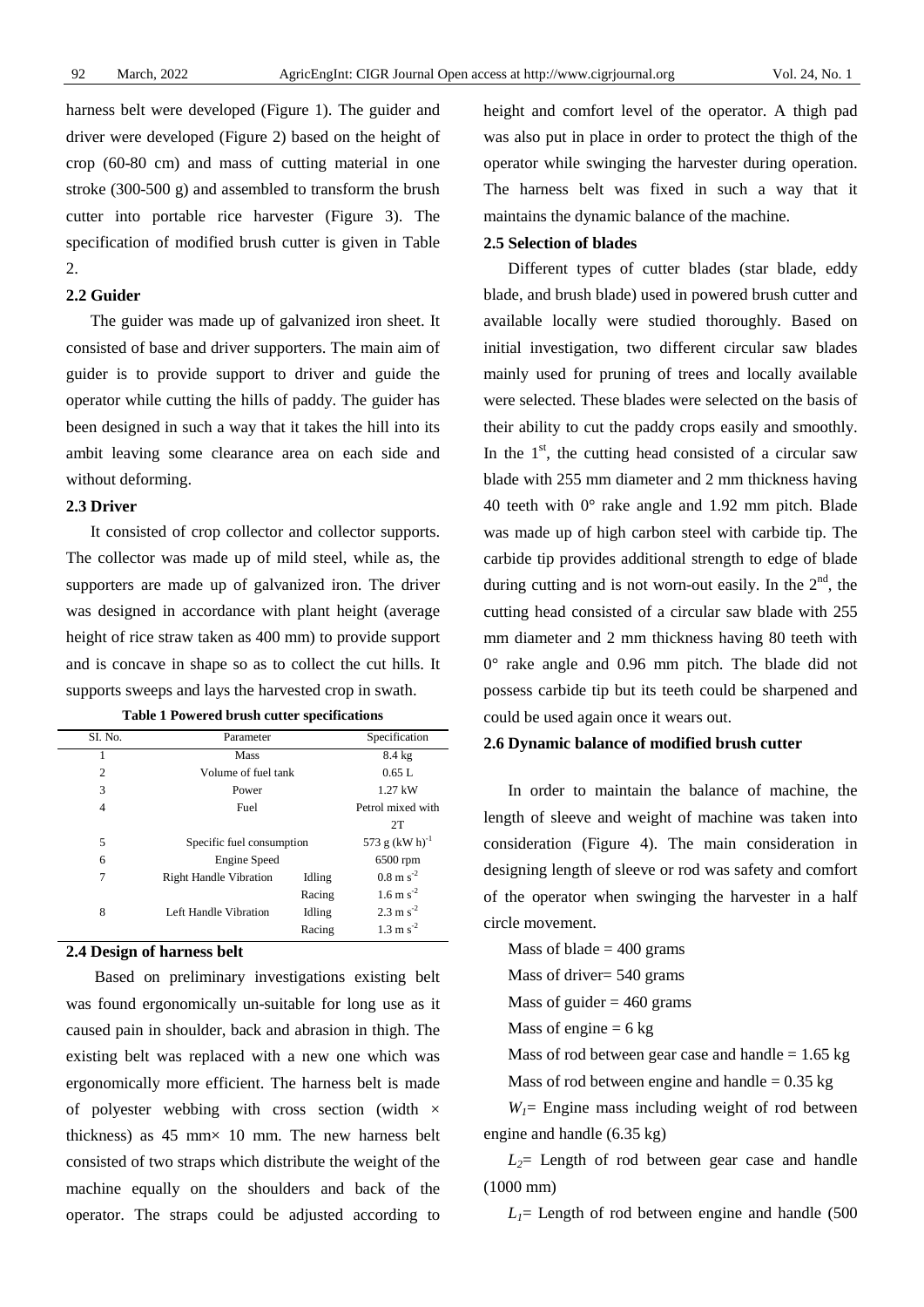harness belt were developed (Figure 1). The guider and driver were developed (Figure 2) based on the height of crop (60-80 cm) and mass of cutting material in one stroke (300-500 g) and assembled to transform the brush cutter into portable rice harvester (Figure 3). The specification of modified brush cutter is given in Table 2.

### 2.2 Guider

The guider was made up of galvanized iron sheet. It consisted of base and driver supporters. The main aim of guider is to provide support to driver and guide the operator while cutting the hills of paddy. The guider has been designed in such a way that it takes the hill into its ambit leaving some clearance area on each side and without deforming.

### 2.3 Driver

It consisted of crop collector and collector supports. The collector was made up of mild steel, while as, the supporters are made up of galvanized iron. The driver was designed in accordance with plant height (average height of rice straw taken as 400 mm) to provide support and is concave in shape so as to collect the cut hills. It supports sweeps and lays the harvested crop in swath.

**Table 1 Powered brush cutter specifications**

| SI. No. | Parameter | | Specification |
|---|---|---|---|
| 1 | Mass | | 8.4 kg |
| 2 | Volume of fuel tank | | 0.65 L |
| 3 | Power | | 1.27 kW |
| 4 | Fuel | | Petrol mixed with 2T |
| 5 | Specific fuel consumption | | 573 g $(kW\ h)^{-1}$ |
| 6 | Engine Speed | | 6500 rpm |
| 7 | Right Handle Vibration | Idling | 0.8 m $s^{-2}$ |
| | | Racing | 1.6 m $s^{-2}$ |
| 8 | Left Handle Vibration | Idling | 2.3 m $s^{-2}$ |
| | | Racing | 1.3 m $s^{-2}$ |

### 2.4 Design of harness belt

Based on preliminary investigations existing belt was found ergonomically un-suitable for long use as it caused pain in shoulder, back and abrasion in thigh. The existing belt was replaced with a new one which was ergonomically more efficient. The harness belt is made of polyester webbing with cross section (width × thickness) as 45 mm× 10 mm. The new harness belt consisted of two straps which distribute the weight of the machine equally on the shoulders and back of the operator. The straps could be adjusted according to height and comfort level of the operator. A thigh pad was also put in place in order to protect the thigh of the operator while swinging the harvester during operation. The harness belt was fixed in such a way that it maintains the dynamic balance of the machine.

### 2.5 Selection of blades

Different types of cutter blades (star blade, eddy blade, and brush blade) used in powered brush cutter and available locally were studied thoroughly. Based on initial investigation, two different circular saw blades mainly used for pruning of trees and locally available were selected. These blades were selected on the basis of their ability to cut the paddy crops easily and smoothly. In the 1st, the cutting head consisted of a circular saw blade with 255 mm diameter and 2 mm thickness having 40 teeth with 0° rake angle and 1.92 mm pitch. Blade was made up of high carbon steel with carbide tip. The carbide tip provides additional strength to edge of blade during cutting and is not worn-out easily. In the 2nd, the cutting head consisted of a circular saw blade with 255 mm diameter and 2 mm thickness having 80 teeth with 0° rake angle and 0.96 mm pitch. The blade did not possess carbide tip but its teeth could be sharpened and could be used again once it wears out.

### 2.6 Dynamic balance of modified brush cutter

In order to maintain the balance of machine, the length of sleeve and weight of machine was taken into consideration (Figure 4). The main consideration in designing length of sleeve or rod was safety and comfort of the operator when swinging the harvester in a half circle movement.

Mass of blade = 400 grams

Mass of driver= 540 grams

Mass of guider = 460 grams

Mass of engine = 6 kg

Mass of rod between gear case and handle = 1.65 kg

Mass of rod between engine and handle = 0.35 kg

$W_1$= Engine mass including weight of rod between engine and handle (6.35 kg)

$L_2$= Length of rod between gear case and handle (1000 mm)

$L_1$= Length of rod between engine and handle (500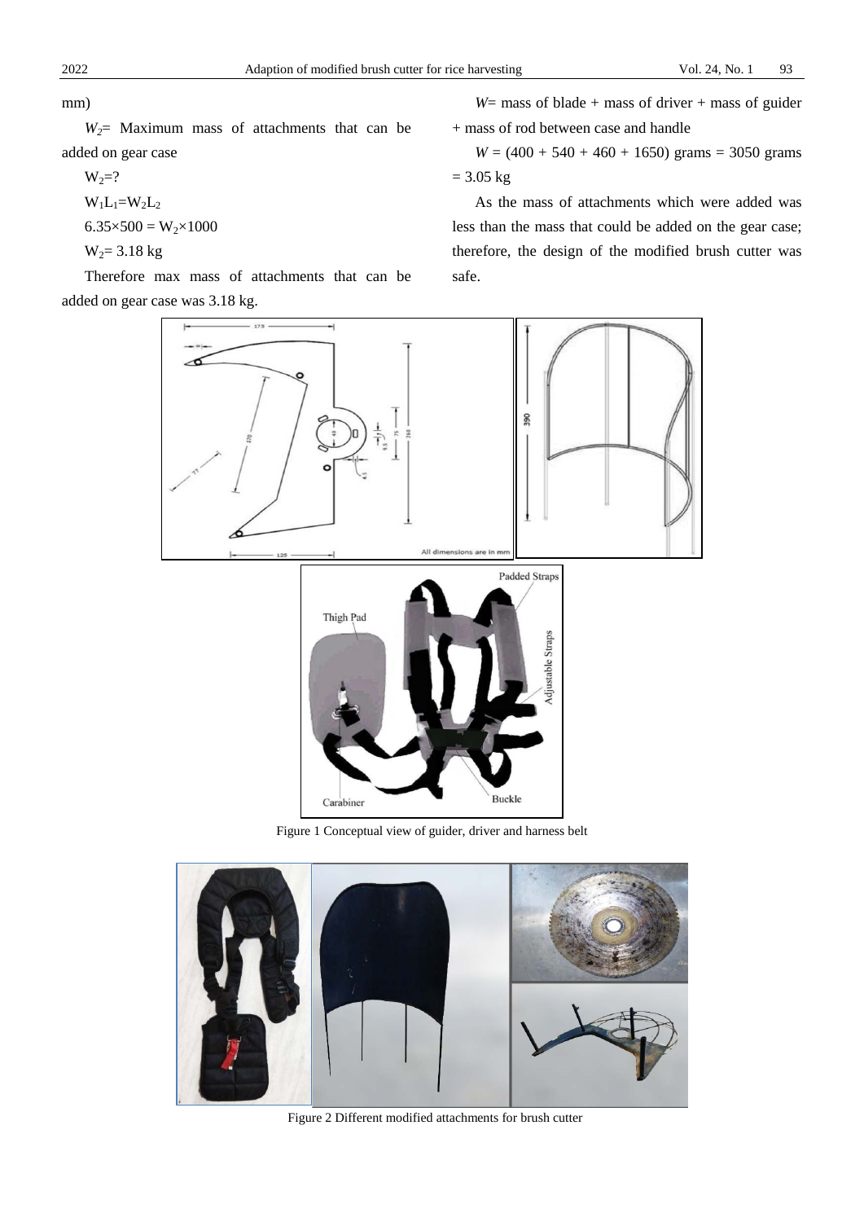mm)

$W_2$= Maximum mass of attachments that can be added on gear case

$W_2$=?

$W_1L_1=W_2L_2$

$6.35\times500 = W_2\times1000$

$W_2$= 3.18 kg

Therefore max mass of attachments that can be added on gear case was 3.18 kg.

$W$= mass of blade + mass of driver + mass of guider + mass of rod between case and handle

$W$ = (400 + 540 + 460 + 1650) grams = 3050 grams = 3.05 kg

As the mass of attachments which were added was less than the mass that could be added on the gear case; therefore, the design of the modified brush cutter was safe.

Figure 1 Conceptual view of guider, driver and harness belt

Figure 2 Different modified attachments for brush cutter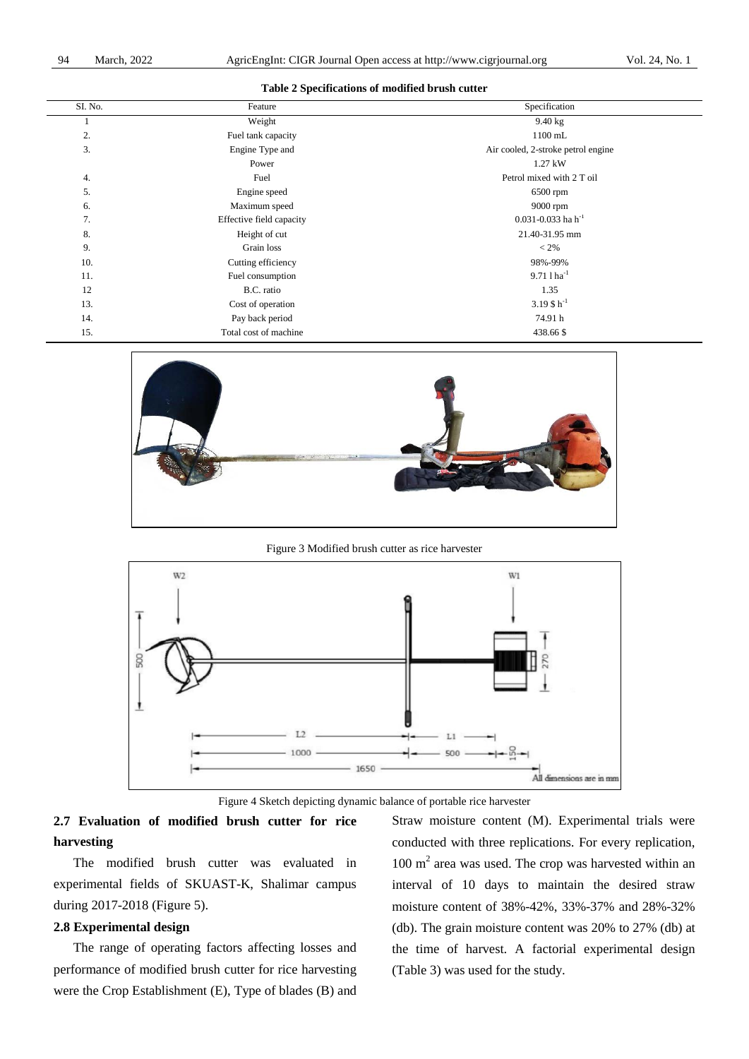**Table 2 Specifications of modified brush cutter**

| SI. No. | Feature | Specification |
|---|---|---|
| 1 | Weight | 9.40 kg |
| 2. | Fuel tank capacity | 1100 mL |
| 3. | Engine Type and | Air cooled, 2-stroke petrol engine |
| | Power | 1.27 kW |
| 4. | Fuel | Petrol mixed with 2 T oil |
| 5. | Engine speed | 6500 rpm |
| 6. | Maximum speed | 9000 rpm |
| 7. | Effective field capacity | 0.031-0.033 ha $h^{-1}$ |
| 8. | Height of cut | 21.40-31.95 mm |
| 9. | Grain loss | < 2% |
| 10. | Cutting efficiency | 98%-99% |
| 11. | Fuel consumption | 9.71 l $ha^{-1}$ |
| 12 | B.C. ratio | 1.35 |
| 13. | Cost of operation | 3.19 \$ $h^{-1}$ |
| 14. | Pay back period | 74.91 h |
| 15. | Total cost of machine | 438.66 \$ |

Figure 3 Modified brush cutter as rice harvester

Figure 4 Sketch depicting dynamic balance of portable rice harvester

### 2.7 Evaluation of modified brush cutter for rice harvesting

The modified brush cutter was evaluated in experimental fields of SKUAST-K, Shalimar campus during 2017-2018 (Figure 5).

### 2.8 Experimental design

The range of operating factors affecting losses and performance of modified brush cutter for rice harvesting were the Crop Establishment (E), Type of blades (B) and Straw moisture content (M). Experimental trials were conducted with three replications. For every replication, 100 $m^2$ area was used. The crop was harvested within an interval of 10 days to maintain the desired straw moisture content of 38%-42%, 33%-37% and 28%-32% (db). The grain moisture content was 20% to 27% (db) at the time of harvest. A factorial experimental design (Table 3) was used for the study.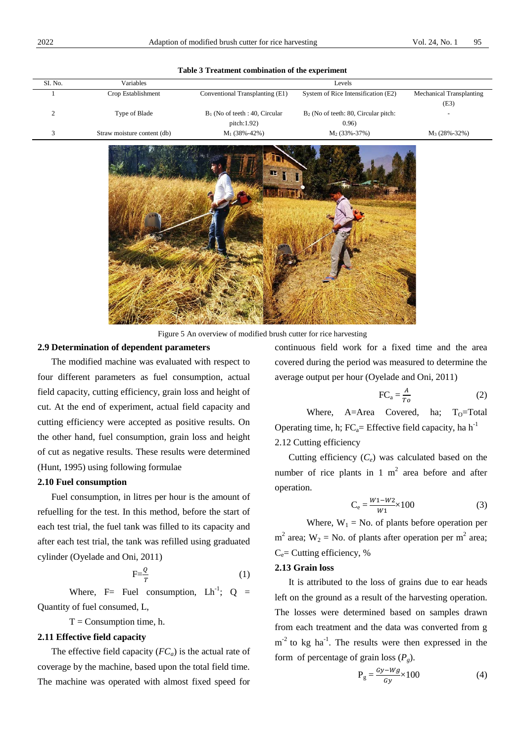**Table 3 Treatment combination of the experiment**

| SI. No. | Variables | Levels | | |
|---|---|---|---|---|
| 1 | Crop Establishment | Conventional Transplanting (E1) | System of Rice Intensification (E2) | Mechanical Transplanting (E3) |
| 2 | Type of Blade | $B_1$ (No of teeth : 40, Circular pitch:1.92) | $B_2$ (No of teeth: 80, Circular pitch: 0.96) | - |
| 3 | Straw moisture content (db) | $M_1$ (38%-42%) | $M_2$ (33%-37%) | $M_3$ (28%-32%) |

Figure 5 An overview of modified brush cutter for rice harvesting

### 2.9 Determination of dependent parameters

The modified machine was evaluated with respect to four different parameters as fuel consumption, actual field capacity, cutting efficiency, grain loss and height of cut. At the end of experiment, actual field capacity and cutting efficiency were accepted as positive results. On the other hand, fuel consumption, grain loss and height of cut as negative results. These results were determined (Hunt, 1995) using following formulae

### 2.10 Fuel consumption

Fuel consumption, in litres per hour is the amount of refuelling for the test. In this method, before the start of each test trial, the fuel tank was filled to its capacity and after each test trial, the tank was refilled using graduated cylinder (Oyelade and Oni, 2011)

$$F=\frac{Q}{T} \quad (1)$$

Where, F= Fuel consumption, $Lh^{-1}$; Q = Quantity of fuel consumed, L,

T = Consumption time, h.

### 2.11 Effective field capacity

The effective field capacity ($FC_a$) is the actual rate of coverage by the machine, based upon the total field time. The machine was operated with almost fixed speed for continuous field work for a fixed time and the area covered during the period was measured to determine the average output per hour (Oyelade and Oni, 2011)

$$FC_a = \frac{A}{T_o} \quad (2)$$

Where, A=Area Covered, ha; $T_O$=Total Operating time, h; $FC_a$= Effective field capacity, ha $h^{-1}$

2.12 Cutting efficiency

Cutting efficiency ($C_e$) was calculated based on the number of rice plants in 1 $m^2$ area before and after operation.

$$C_e = \frac{W1-W2}{W1}\times100 \quad (3)$$

Where, $W_1$ = No. of plants before operation per $m^2$ area; $W_2$ = No. of plants after operation per $m^2$ area; $C_e$= Cutting efficiency, %

### 2.13 Grain loss

It is attributed to the loss of grains due to ear heads left on the ground as a result of the harvesting operation. The losses were determined based on samples drawn from each treatment and the data was converted from g $m^{-2}$ to kg $ha^{-1}$. The results were then expressed in the form of percentage of grain loss ($P_g$).

$$P_g = \frac{Gy-Wg}{Gy}\times100 \quad (4)$$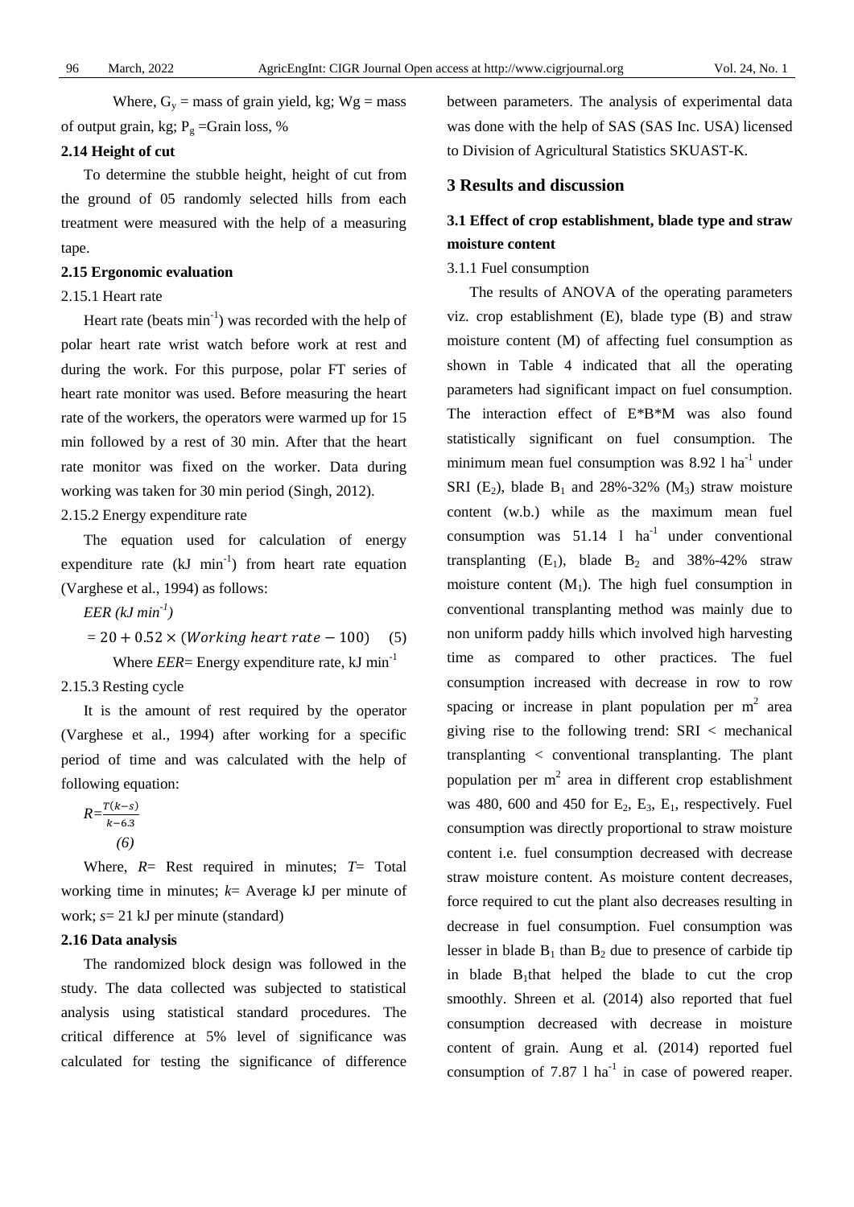Where, $G_y$ = mass of grain yield, kg; Wg = mass of output grain, kg; $P_g$ =Grain loss, %

### 2.14 Height of cut

To determine the stubble height, height of cut from the ground of 05 randomly selected hills from each treatment were measured with the help of a measuring tape.

### 2.15 Ergonomic evaluation

#### 2.15.1 Heart rate

Heart rate (beats $min^{-1}$) was recorded with the help of polar heart rate wrist watch before work at rest and during the work. For this purpose, polar FT series of heart rate monitor was used. Before measuring the heart rate of the workers, the operators were warmed up for 15 min followed by a rest of 30 min. After that the heart rate monitor was fixed on the worker. Data during working was taken for 30 min period (Singh, 2012).

#### 2.15.2 Energy expenditure rate

The equation used for calculation of energy expenditure rate (kJ $min^{-1}$) from heart rate equation (Varghese et al., 1994) as follows:

$$EER\ (kJ\ min^{-1}) = 20 + 0.52 \times (Working\ heart\ rate - 100) \quad (5)$$

Where *EER*= Energy expenditure rate, kJ $min^{-1}$

#### 2.15.3 Resting cycle

It is the amount of rest required by the operator (Varghese et al., 1994) after working for a specific period of time and was calculated with the help of following equation:

$$R=\frac{T(k-s)}{k-6.3} \quad (6)$$

Where, *R*= Rest required in minutes; *T*= Total working time in minutes; *k*= Average kJ per minute of work; *s*= 21 kJ per minute (standard)

### 2.16 Data analysis

The randomized block design was followed in the study. The data collected was subjected to statistical analysis using statistical standard procedures. The critical difference at 5% level of significance was calculated for testing the significance of difference between parameters. The analysis of experimental data was done with the help of SAS (SAS Inc. USA) licensed to Division of Agricultural Statistics SKUAST-K.

## 3 Results and discussion

### 3.1 Effect of crop establishment, blade type and straw moisture content

#### 3.1.1 Fuel consumption

The results of ANOVA of the operating parameters viz. crop establishment (E), blade type (B) and straw moisture content (M) of affecting fuel consumption as shown in Table 4 indicated that all the operating parameters had significant impact on fuel consumption. The interaction effect of E*B*M was also found statistically significant on fuel consumption. The minimum mean fuel consumption was 8.92 l $ha^{-1}$ under SRI ($E_2$), blade $B_1$ and 28%-32% ($M_3$) straw moisture content (w.b.) while as the maximum mean fuel consumption was 51.14 l $ha^{-1}$ under conventional transplanting ($E_1$), blade $B_2$ and 38%-42% straw moisture content ($M_1$). The high fuel consumption in conventional transplanting method was mainly due to non uniform paddy hills which involved high harvesting time as compared to other practices. The fuel consumption increased with decrease in row to row spacing or increase in plant population per $m^2$ area giving rise to the following trend: SRI < mechanical transplanting < conventional transplanting. The plant population per $m^2$ area in different crop establishment was 480, 600 and 450 for $E_2$, $E_3$, $E_1$, respectively. Fuel consumption was directly proportional to straw moisture content i.e. fuel consumption decreased with decrease straw moisture content. As moisture content decreases, force required to cut the plant also decreases resulting in decrease in fuel consumption. Fuel consumption was lesser in blade $B_1$ than $B_2$ due to presence of carbide tip in blade $B_1$that helped the blade to cut the crop smoothly. Shreen et al. (2014) also reported that fuel consumption decreased with decrease in moisture content of grain. Aung et al. (2014) reported fuel consumption of 7.87 l $ha^{-1}$ in case of powered reaper.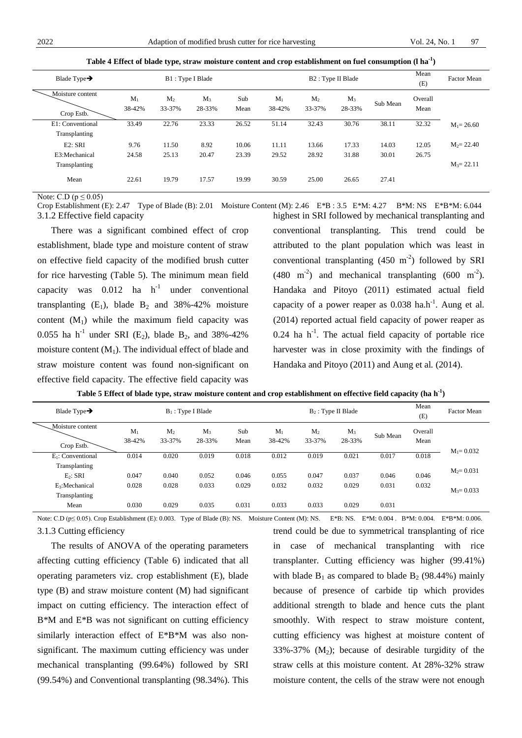**Table 4 Effect of blade type, straw moisture content and crop establishment on fuel consumption (l ha$^{-1}$)**

| Blade Type→ | B1 : Type I Blade | | | | B2 : Type II Blade | | | | Mean (E) | Factor Mean |
|---|---|---|---|---|---|---|---|---|---|---|
| Moisture content / Crop Estb. | $M_1$ 38-42% | $M_2$ 33-37% | $M_3$ 28-33% | Sub Mean | $M_1$ 38-42% | $M_2$ 33-37% | $M_3$ 28-33% | Sub Mean | Overall Mean | |
| E1: Conventional Transplanting | 33.49 | 22.76 | 23.33 | 26.52 | 51.14 | 32.43 | 30.76 | 38.11 | 32.32 | $M_1$= 26.60 |
| E2: SRI | 9.76 | 11.50 | 8.92 | 10.06 | 11.11 | 13.66 | 17.33 | 14.03 | 12.05 | $M_2$= 22.40 |
| E3:Mechanical Transplanting | 24.58 | 25.13 | 20.47 | 23.39 | 29.52 | 28.92 | 31.88 | 30.01 | 26.75 | $M_3$= 22.11 |
| Mean | 22.61 | 19.79 | 17.57 | 19.99 | 30.59 | 25.00 | 26.65 | 27.41 | | |

Note: C.D ($p \leq 0.05$)
Crop Establishment (E): 2.47 Type of Blade (B): 2.01 Moisture Content (M): 2.46 E*B : 3.5 E*M: 4.27 B*M: NS E*B*M: 6.044

#### 3.1.2 Effective field capacity

There was a significant combined effect of crop establishment, blade type and moisture content of straw on effective field capacity of the modified brush cutter for rice harvesting (Table 5). The minimum mean field capacity was 0.012 ha h$^{-1}$ under conventional transplanting ($E_1$), blade $B_2$ and 38%-42% moisture content ($M_1$) while the maximum field capacity was 0.055 ha h$^{-1}$ under SRI ($E_2$), blade $B_2$, and 38%-42% moisture content ($M_1$). The individual effect of blade and straw moisture content was found non-significant on effective field capacity. The effective field capacity was highest in SRI followed by mechanical transplanting and conventional transplanting. This trend could be attributed to the plant population which was least in conventional transplanting (450 m$^{-2}$) followed by SRI (480 m$^{-2}$) and mechanical transplanting (600 m$^{-2}$). Handaka and Pitoyo (2011) estimated actual field capacity of a power reaper as 0.038 ha.h$^{-1}$. Aung et al. (2014) reported actual field capacity of power reaper as 0.24 ha h$^{-1}$. The actual field capacity of portable rice harvester was in close proximity with the findings of Handaka and Pitoyo (2011) and Aung et al. (2014).

**Table 5 Effect of blade type, straw moisture content and crop establishment on effective field capacity (ha h$^{-1}$)**

| Blade Type→ | $B_1$ : Type I Blade | | | | $B_2$ : Type II Blade | | | | Mean (E) | Factor Mean |
|---|---|---|---|---|---|---|---|---|---|---|
| Moisture content / Crop Estb. | $M_1$ 38-42% | $M_2$ 33-37% | $M_3$ 28-33% | Sub Mean | $M_1$ 38-42% | $M_2$ 33-37% | $M_3$ 28-33% | Sub Mean | Overall Mean | |
| $E_1$: Conventional Transplanting | 0.014 | 0.020 | 0.019 | 0.018 | 0.012 | 0.019 | 0.021 | 0.017 | 0.018 | $M_1$= 0.032 |
| $E_2$: SRI | 0.047 | 0.040 | 0.052 | 0.046 | 0.055 | 0.047 | 0.037 | 0.046 | 0.046 | $M_2$= 0.031 |
| $E_3$:Mechanical Transplanting | 0.028 | 0.028 | 0.033 | 0.029 | 0.032 | 0.032 | 0.029 | 0.031 | 0.032 | $M_3$= 0.033 |
| Mean | 0.030 | 0.029 | 0.035 | 0.031 | 0.033 | 0.033 | 0.029 | 0.031 | | |

Note: C.D ($p \leq 0.05$). Crop Establishment (E): 0.003. Type of Blade (B): NS. Moisture Content (M): NS. E*B: NS. E*M: 0.004 . B*M: 0.004. E*B*M: 0.006.

#### 3.1.3 Cutting efficiency

The results of ANOVA of the operating parameters affecting cutting efficiency (Table 6) indicated that all operating parameters viz. crop establishment (E), blade type (B) and straw moisture content (M) had significant impact on cutting efficiency. The interaction effect of B*M and E*B was not significant on cutting efficiency similarly interaction effect of E*B*M was also non-significant. The maximum cutting efficiency was under mechanical transplanting (99.64%) followed by SRI (99.54%) and Conventional transplanting (98.34%). This trend could be due to symmetrical transplanting of rice in case of mechanical transplanting with rice transplanter. Cutting efficiency was higher (99.41%) with blade $B_1$ as compared to blade $B_2$ (98.44%) mainly because of presence of carbide tip which provides additional strength to blade and hence cuts the plant smoothly. With respect to straw moisture content, cutting efficiency was highest at moisture content of 33%-37% ($M_2$); because of desirable turgidity of the straw cells at this moisture content. At 28%-32% straw moisture content, the cells of the straw were not enough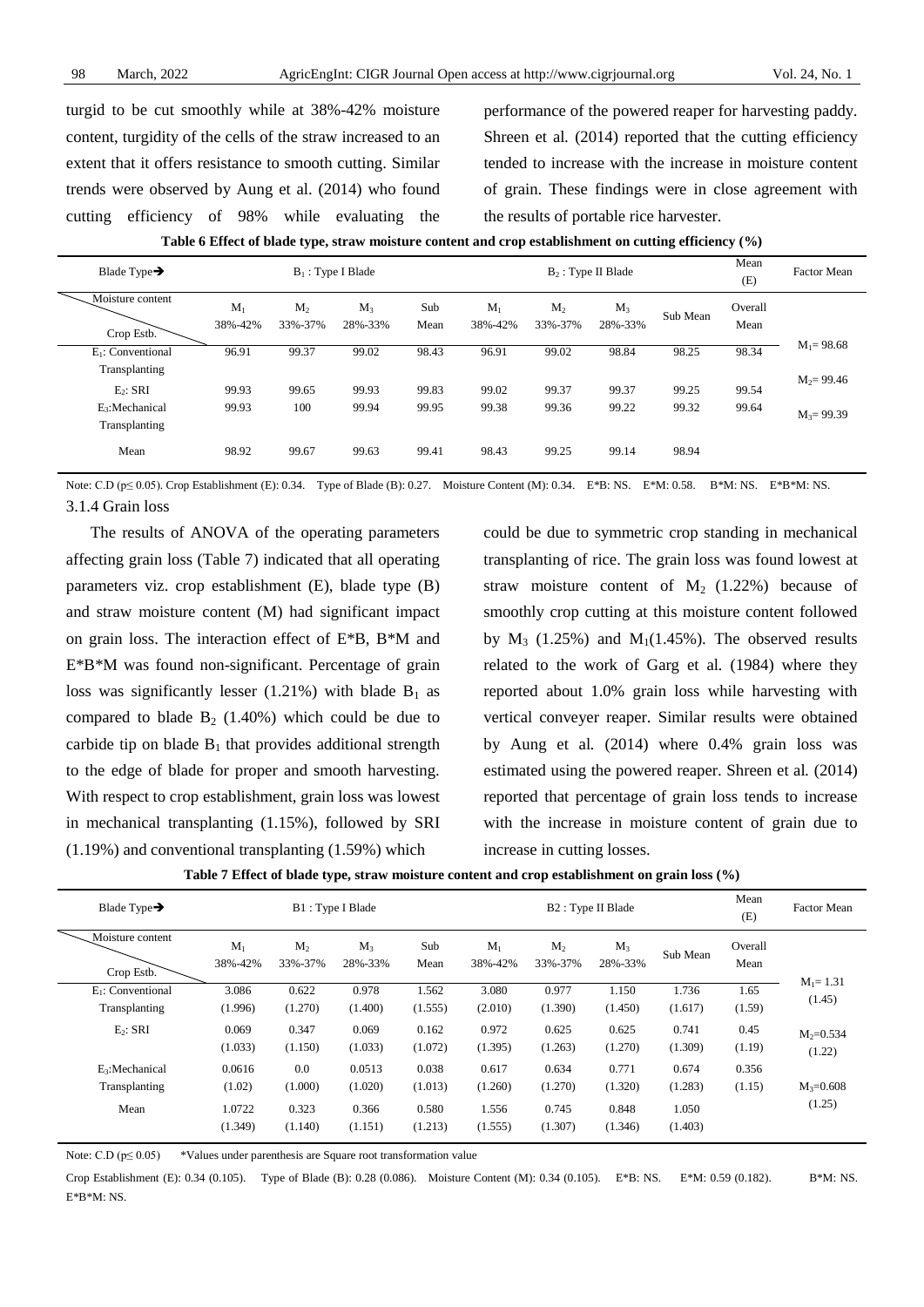turgid to be cut smoothly while at 38%-42% moisture content, turgidity of the cells of the straw increased to an extent that it offers resistance to smooth cutting. Similar trends were observed by Aung et al. (2014) who found cutting efficiency of 98% while evaluating the performance of the powered reaper for harvesting paddy. Shreen et al. (2014) reported that the cutting efficiency tended to increase with the increase in moisture content of grain. These findings were in close agreement with the results of portable rice harvester.

**Table 6 Effect of blade type, straw moisture content and crop establishment on cutting efficiency (%)**

| Blade Type→ | $B_1$ : Type I Blade | | | | $B_2$ : Type II Blade | | | | Mean (E) | Factor Mean |
|---|---|---|---|---|---|---|---|---|---|---|
| Moisture content / Crop Estb. | $M_1$ 38%-42% | $M_2$ 33%-37% | $M_3$ 28%-33% | Sub Mean | $M_1$ 38%-42% | $M_2$ 33%-37% | $M_3$ 28%-33% | Sub Mean | Overall Mean | |
| $E_1$: Conventional Transplanting | 96.91 | 99.37 | 99.02 | 98.43 | 96.91 | 99.02 | 98.84 | 98.25 | 98.34 | $M_1$= 98.68 |
| $E_2$: SRI | 99.93 | 99.65 | 99.93 | 99.83 | 99.02 | 99.37 | 99.37 | 99.25 | 99.54 | $M_2$= 99.46 |
| $E_3$:Mechanical Transplanting | 99.93 | 100 | 99.94 | 99.95 | 99.38 | 99.36 | 99.22 | 99.32 | 99.64 | $M_3$= 99.39 |
| Mean | 98.92 | 99.67 | 99.63 | 99.41 | 98.43 | 99.25 | 99.14 | 98.94 | | |

Note: C.D ($p \leq 0.05$). Crop Establishment (E): 0.34. Type of Blade (B): 0.27. Moisture Content (M): 0.34. E*B: NS. E*M: 0.58. B*M: NS. E*B*M: NS.

### 3.1.4 Grain loss

The results of ANOVA of the operating parameters affecting grain loss (Table 7) indicated that all operating parameters viz. crop establishment (E), blade type (B) and straw moisture content (M) had significant impact on grain loss. The interaction effect of E*B, B*M and E*B*M was found non-significant. Percentage of grain loss was significantly lesser (1.21%) with blade $B_1$ as compared to blade $B_2$ (1.40%) which could be due to carbide tip on blade $B_1$ that provides additional strength to the edge of blade for proper and smooth harvesting. With respect to crop establishment, grain loss was lowest in mechanical transplanting (1.15%), followed by SRI (1.19%) and conventional transplanting (1.59%) which could be due to symmetric crop standing in mechanical transplanting of rice. The grain loss was found lowest at straw moisture content of $M_2$ (1.22%) because of smoothly crop cutting at this moisture content followed by $M_3$ (1.25%) and $M_1$(1.45%). The observed results related to the work of Garg et al. (1984) where they reported about 1.0% grain loss while harvesting with vertical conveyer reaper. Similar results were obtained by Aung et al. (2014) where 0.4% grain loss was estimated using the powered reaper. Shreen et al. (2014) reported that percentage of grain loss tends to increase with the increase in moisture content of grain due to increase in cutting losses.

**Table 7 Effect of blade type, straw moisture content and crop establishment on grain loss (%)**

| Blade Type→ | B1 : Type I Blade | | | | B2 : Type II Blade | | | | Mean (E) | Factor Mean |
|---|---|---|---|---|---|---|---|---|---|---|
| Moisture content / Crop Estb. | $M_1$ 38%-42% | $M_2$ 33%-37% | $M_3$ 28%-33% | Sub Mean | $M_1$ 38%-42% | $M_2$ 33%-37% | $M_3$ 28%-33% | Sub Mean | Overall Mean | |
| $E_1$: Conventional Transplanting | 3.086 (1.996) | 0.622 (1.270) | 0.978 (1.400) | 1.562 (1.555) | 3.080 (2.010) | 0.977 (1.390) | 1.150 (1.450) | 1.736 (1.617) | 1.65 (1.59) | $M_1$= 1.31 (1.45) |
| $E_2$: SRI | 0.069 (1.033) | 0.347 (1.150) | 0.069 (1.033) | 0.162 (1.072) | 0.972 (1.395) | 0.625 (1.263) | 0.625 (1.270) | 0.741 (1.309) | 0.45 (1.19) | $M_2$=0.534 (1.22) |
| $E_3$:Mechanical Transplanting | 0.0616 (1.02) | 0.0 (1.000) | 0.0513 (1.020) | 0.038 (1.013) | 0.617 (1.260) | 0.634 (1.270) | 0.771 (1.320) | 0.674 (1.283) | 0.356 (1.15) | $M_3$=0.608 (1.25) |
| Mean | 1.0722 (1.349) | 0.323 (1.140) | 0.366 (1.151) | 0.580 (1.213) | 1.556 (1.555) | 0.745 (1.307) | 0.848 (1.346) | 1.050 (1.403) | | |

Note: C.D ($p \leq 0.05$) *Values under parenthesis are Square root transformation value

Crop Establishment (E): 0.34 (0.105). Type of Blade (B): 0.28 (0.086). Moisture Content (M): 0.34 (0.105). E*B: NS. E*M: 0.59 (0.182). B*M: NS. E*B*M: NS.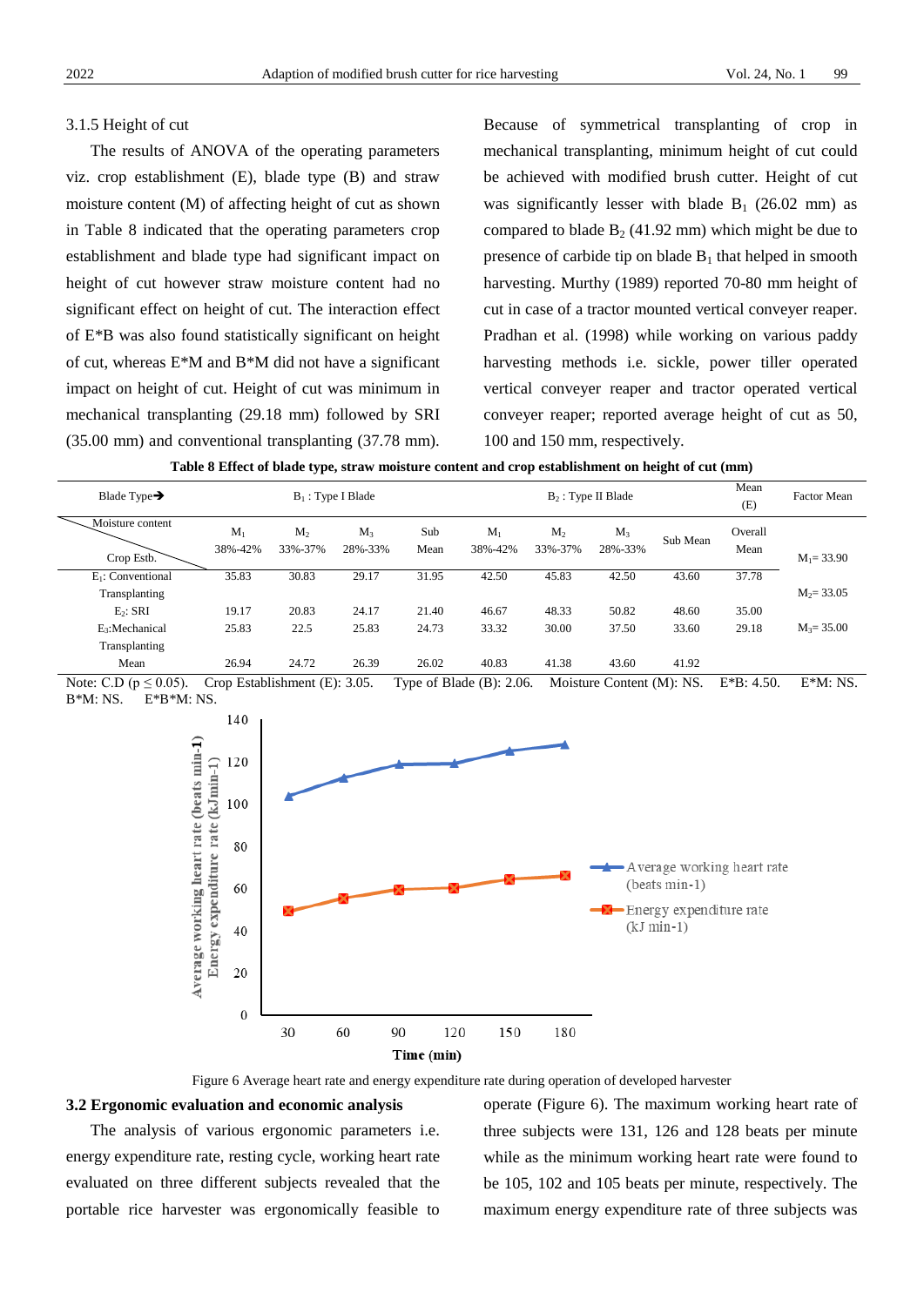3.1.5 Height of cut

The results of ANOVA of the operating parameters viz. crop establishment (E), blade type (B) and straw moisture content (M) of affecting height of cut as shown in Table 8 indicated that the operating parameters crop establishment and blade type had significant impact on height of cut however straw moisture content had no significant effect on height of cut. The interaction effect of E*B was also found statistically significant on height of cut, whereas E*M and B*M did not have a significant impact on height of cut. Height of cut was minimum in mechanical transplanting (29.18 mm) followed by SRI (35.00 mm) and conventional transplanting (37.78 mm). Because of symmetrical transplanting of crop in mechanical transplanting, minimum height of cut could be achieved with modified brush cutter. Height of cut was significantly lesser with blade $B_1$ (26.02 mm) as compared to blade $B_2$ (41.92 mm) which might be due to presence of carbide tip on blade $B_1$ that helped in smooth harvesting. Murthy (1989) reported 70-80 mm height of cut in case of a tractor mounted vertical conveyer reaper. Pradhan et al. (1998) while working on various paddy harvesting methods i.e. sickle, power tiller operated vertical conveyer reaper and tractor operated vertical conveyer reaper; reported average height of cut as 50, 100 and 150 mm, respectively.

**Table 8 Effect of blade type, straw moisture content and crop establishment on height of cut (mm)**

| Blade Type➔ | $B_1$ : Type I Blade | | | | $B_2$ : Type II Blade | | | | Mean (E) | Factor Mean |
|---|---|---|---|---|---|---|---|---|---|---|
| Moisture content / Crop Estb. | $M_1$ 38%-42% | $M_2$ 33%-37% | $M_3$ 28%-33% | Sub Mean | $M_1$ 38%-42% | $M_2$ 33%-37% | $M_3$ 28%-33% | Sub Mean | Overall Mean | $M_1$= 33.90 |
| $E_1$: Conventional Transplanting | 35.83 | 30.83 | 29.17 | 31.95 | 42.50 | 45.83 | 42.50 | 43.60 | 37.78 | $M_2$= 33.05 |
| $E_2$: SRI | 19.17 | 20.83 | 24.17 | 21.40 | 46.67 | 48.33 | 50.82 | 48.60 | 35.00 | |
| $E_3$:Mechanical Transplanting | 25.83 | 22.5 | 25.83 | 24.73 | 33.32 | 30.00 | 37.50 | 33.60 | 29.18 | $M_3$= 35.00 |
| Mean | 26.94 | 24.72 | 26.39 | 26.02 | 40.83 | 41.38 | 43.60 | 41.92 | | |

Note: C.D ($p \le 0.05$). Crop Establishment (E): 3.05. Type of Blade (B): 2.06. Moisture Content (M): NS. E*B: 4.50. E*M: NS. B*M: NS. E*B*M: NS.

Figure 6 Average heart rate and energy expenditure rate during operation of developed harvester

## 3.2 Ergonomic evaluation and economic analysis

The analysis of various ergonomic parameters i.e. energy expenditure rate, resting cycle, working heart rate evaluated on three different subjects revealed that the portable rice harvester was ergonomically feasible to operate (Figure 6). The maximum working heart rate of three subjects were 131, 126 and 128 beats per minute while as the minimum working heart rate were found to be 105, 102 and 105 beats per minute, respectively. The maximum energy expenditure rate of three subjects was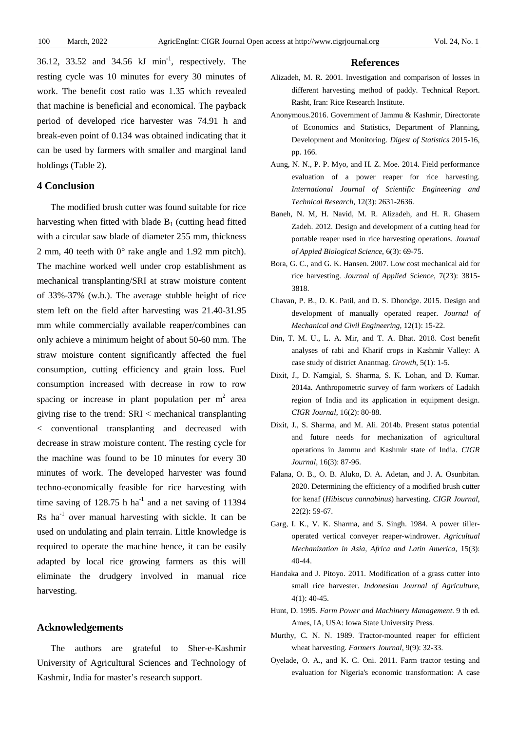36.12, 33.52 and 34.56 kJ $min^{-1}$, respectively. The resting cycle was 10 minutes for every 30 minutes of work. The benefit cost ratio was 1.35 which revealed that machine is beneficial and economical. The payback period of developed rice harvester was 74.91 h and break-even point of 0.134 was obtained indicating that it can be used by farmers with smaller and marginal land holdings (Table 2).

## 4 Conclusion

The modified brush cutter was found suitable for rice harvesting when fitted with blade $B_1$ (cutting head fitted with a circular saw blade of diameter 255 mm, thickness 2 mm, 40 teeth with 0° rake angle and 1.92 mm pitch). The machine worked well under crop establishment as mechanical transplanting/SRI at straw moisture content of 33%-37% (w.b.). The average stubble height of rice stem left on the field after harvesting was 21.40-31.95 mm while commercially available reaper/combines can only achieve a minimum height of about 50-60 mm. The straw moisture content significantly affected the fuel consumption, cutting efficiency and grain loss. Fuel consumption increased with decrease in row to row spacing or increase in plant population per $m^2$ area giving rise to the trend: SRI < mechanical transplanting < conventional transplanting and decreased with decrease in straw moisture content. The resting cycle for the machine was found to be 10 minutes for every 30 minutes of work. The developed harvester was found techno-economically feasible for rice harvesting with time saving of 128.75 h $ha^{-1}$ and a net saving of 11394 Rs $ha^{-1}$ over manual harvesting with sickle. It can be used on undulating and plain terrain. Little knowledge is required to operate the machine hence, it can be easily adapted by local rice growing farmers as this will eliminate the drudgery involved in manual rice harvesting.

## Acknowledgements

The authors are grateful to Sher-e-Kashmir University of Agricultural Sciences and Technology of Kashmir, India for master's research support.

## References

Alizadeh, M. R. 2001. Investigation and comparison of losses in different harvesting method of paddy. Technical Report. Rasht, Iran: Rice Research Institute.

Anonymous.2016. Government of Jammu & Kashmir, Directorate of Economics and Statistics, Department of Planning, Development and Monitoring. *Digest of Statistics* 2015-16, pp. 166.

Aung, N. N., P. P. Myo, and H. Z. Moe. 2014. Field performance evaluation of a power reaper for rice harvesting. *International Journal of Scientific Engineering and Technical Research*, 12(3): 2631-2636.

Baneh, N. M, H. Navid, M. R. Alizadeh, and H. R. Ghasem Zadeh. 2012. Design and development of a cutting head for portable reaper used in rice harvesting operations. *Journal of Appied Biological Science*, 6(3): 69-75.

Bora, G. C., and G. K. Hansen. 2007. Low cost mechanical aid for rice harvesting. *Journal of Applied Science*, 7(23): 3815-3818.

Chavan, P. B., D. K. Patil, and D. S. Dhondge. 2015. Design and development of manually operated reaper. *Journal of Mechanical and Civil Engineering*, 12(1): 15-22.

Din, T. M. U., L. A. Mir, and T. A. Bhat. 2018. Cost benefit analyses of rabi and Kharif crops in Kashmir Valley: A case study of district Anantnag. *Growth*, 5(1): 1-5.

Dixit, J., D. Namgial, S. Sharma, S. K. Lohan, and D. Kumar. 2014a. Anthropometric survey of farm workers of Ladakh region of India and its application in equipment design. *CIGR Journal*, 16(2): 80-88.

Dixit, J., S. Sharma, and M. Ali. 2014b. Present status potential and future needs for mechanization of agricultural operations in Jammu and Kashmir state of India. *CIGR Journal*, 16(3): 87-96.

Falana, O. B., O. B. Aluko, D. A. Adetan, and J. A. Osunbitan. 2020. Determining the efficiency of a modified brush cutter for kenaf (*Hibiscus cannabinus*) harvesting. *CIGR Journal*, 22(2): 59-67.

Garg, I. K., V. K. Sharma, and S. Singh. 1984. A power tiller-operated vertical conveyer reaper-windrower. *Agricultual Mechanization in Asia, Africa and Latin America*, 15(3): 40-44.

Handaka and J. Pitoyo. 2011. Modification of a grass cutter into small rice harvester. *Indonesian Journal of Agriculture*, 4(1): 40-45.

Hunt, D. 1995. *Farm Power and Machinery Management*. 9 th ed. Ames, IA, USA: Iowa State University Press.

Murthy, C. N. N. 1989. Tractor-mounted reaper for efficient wheat harvesting. *Farmers Journal*, 9(9): 32-33.

Oyelade, O. A., and K. C. Oni. 2011. Farm tractor testing and evaluation for Nigeria's economic transformation: A case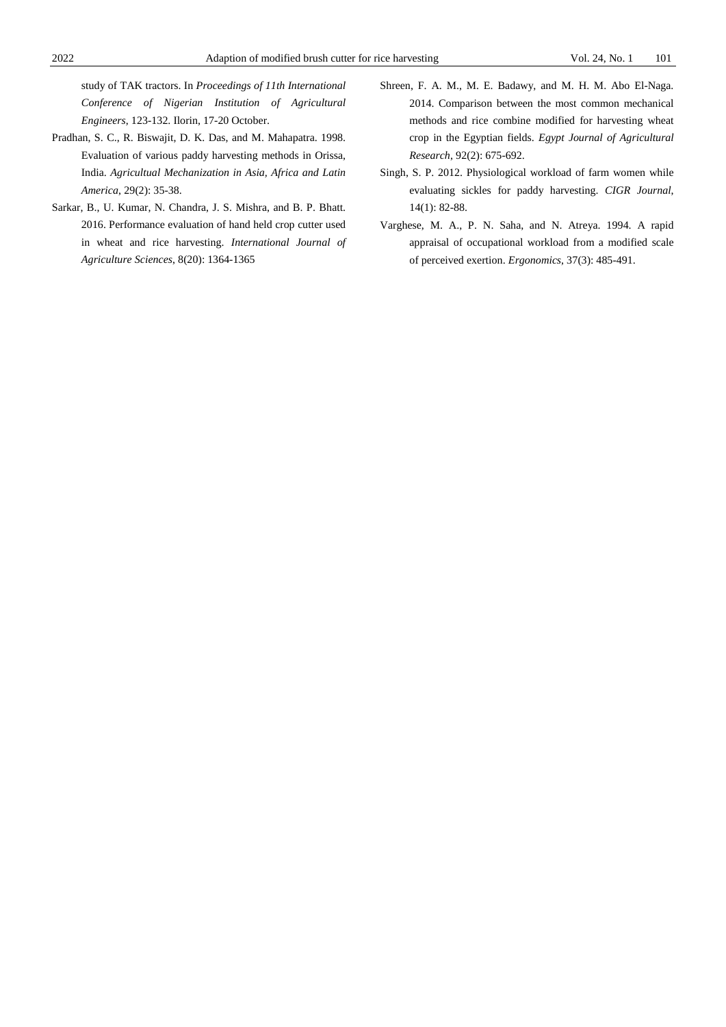study of TAK tractors. In *Proceedings of 11th International Conference of Nigerian Institution of Agricultural Engineers*, 123-132. Ilorin, 17-20 October.

Pradhan, S. C., R. Biswajit, D. K. Das, and M. Mahapatra. 1998. Evaluation of various paddy harvesting methods in Orissa, India. *Agricultual Mechanization in Asia, Africa and Latin America*, 29(2): 35-38.

Sarkar, B., U. Kumar, N. Chandra, J. S. Mishra, and B. P. Bhatt. 2016. Performance evaluation of hand held crop cutter used in wheat and rice harvesting. *International Journal of Agriculture Sciences*, 8(20): 1364-1365

Shreen, F. A. M., M. E. Badawy, and M. H. M. Abo El-Naga. 2014. Comparison between the most common mechanical methods and rice combine modified for harvesting wheat crop in the Egyptian fields. *Egypt Journal of Agricultural Research*, 92(2): 675-692.

Singh, S. P. 2012. Physiological workload of farm women while evaluating sickles for paddy harvesting. *CIGR Journal*, 14(1): 82-88.

Varghese, M. A., P. N. Saha, and N. Atreya. 1994. A rapid appraisal of occupational workload from a modified scale of perceived exertion. *Ergonomics*, 37(3): 485-491.